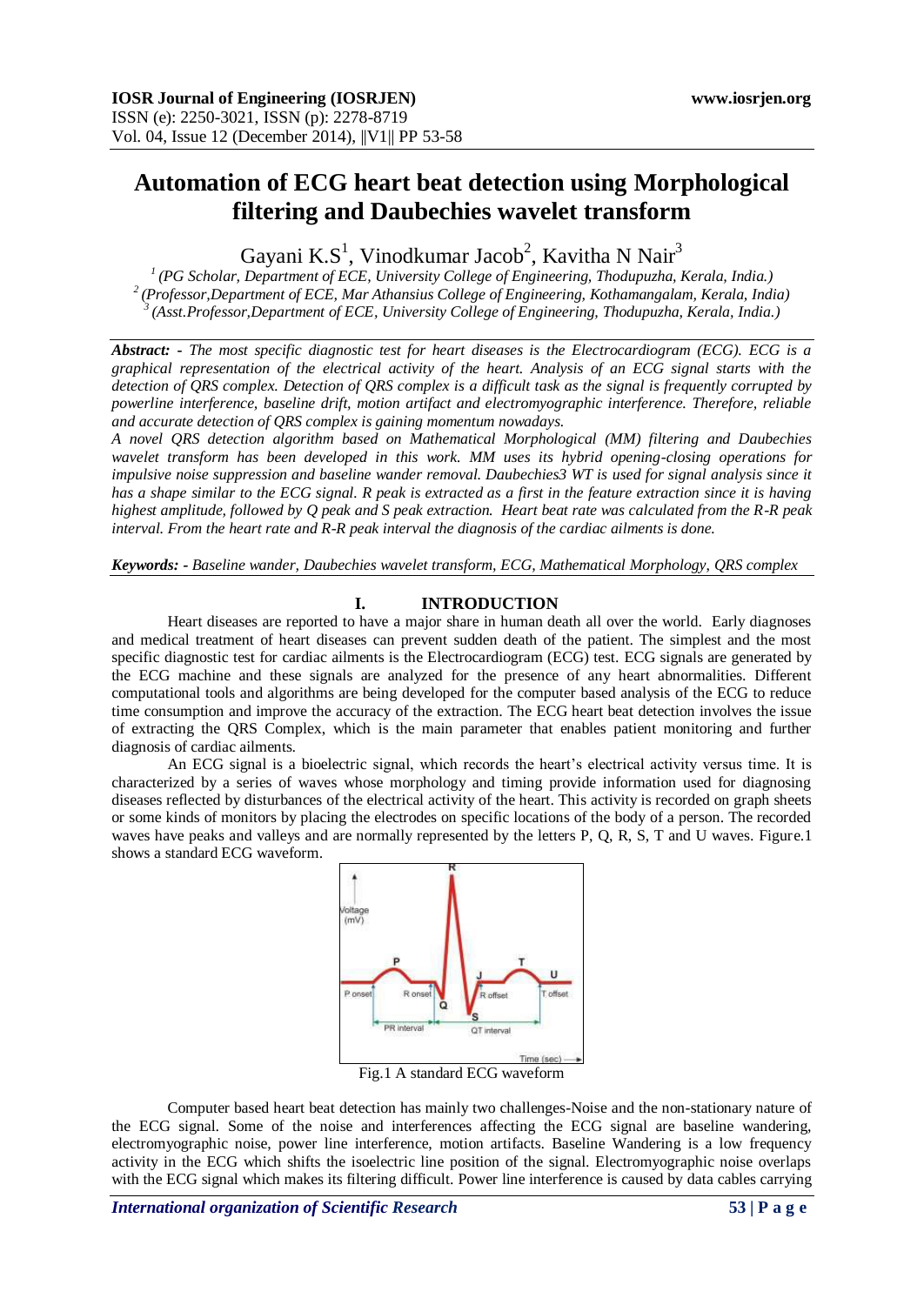# Automation of ECG heart beat detection using Morphological filtering and Daubechies wavelet transform

Gayani K.S[1], Vinodkumar Jacob[2], Kavitha N Nair[3]

[1] (PG Scholar, Department of ECE, University College of Engineering, Thodupuzha, Kerala, India.)
[2] (Professor,Department of ECE, Mar Athansius College of Engineering, Kothamangalam, Kerala, India)
[3] (Asst.Professor,Department of ECE, University College of Engineering, Thodupuzha, Kerala, India.)

***Abstract: -*** *The most specific diagnostic test for heart diseases is the Electrocardiogram (ECG). ECG is a graphical representation of the electrical activity of the heart. Analysis of an ECG signal starts with the detection of QRS complex. Detection of QRS complex is a difficult task as the signal is frequently corrupted by powerline interference, baseline drift, motion artifact and electromyographic interference. Therefore, reliable and accurate detection of QRS complex is gaining momentum nowadays.*

*A novel QRS detection algorithm based on Mathematical Morphological (MM) filtering and Daubechies wavelet transform has been developed in this work. MM uses its hybrid opening-closing operations for impulsive noise suppression and baseline wander removal. Daubechies3 WT is used for signal analysis since it has a shape similar to the ECG signal. R peak is extracted as a first in the feature extraction since it is having highest amplitude, followed by Q peak and S peak extraction. Heart beat rate was calculated from the R-R peak interval. From the heart rate and R-R peak interval the diagnosis of the cardiac ailments is done.*

***Keywords: -*** *Baseline wander, Daubechies wavelet transform, ECG, Mathematical Morphology, QRS complex*

## I. INTRODUCTION

Heart diseases are reported to have a major share in human death all over the world. Early diagnoses and medical treatment of heart diseases can prevent sudden death of the patient. The simplest and the most specific diagnostic test for cardiac ailments is the Electrocardiogram (ECG) test. ECG signals are generated by the ECG machine and these signals are analyzed for the presence of any heart abnormalities. Different computational tools and algorithms are being developed for the computer based analysis of the ECG to reduce time consumption and improve the accuracy of the extraction. The ECG heart beat detection involves the issue of extracting the QRS Complex, which is the main parameter that enables patient monitoring and further diagnosis of cardiac ailments.

An ECG signal is a bioelectric signal, which records the heart's electrical activity versus time. It is characterized by a series of waves whose morphology and timing provide information used for diagnosing diseases reflected by disturbances of the electrical activity of the heart. This activity is recorded on graph sheets or some kinds of monitors by placing the electrodes on specific locations of the body of a person. The recorded waves have peaks and valleys and are normally represented by the letters P, Q, R, S, T and U waves. Figure.1 shows a standard ECG waveform.

Fig.1 A standard ECG waveform

Computer based heart beat detection has mainly two challenges-Noise and the non-stationary nature of the ECG signal. Some of the noise and interferences affecting the ECG signal are baseline wandering, electromyographic noise, power line interference, motion artifacts. Baseline Wandering is a low frequency activity in the ECG which shifts the isoelectric line position of the signal. Electromyographic noise overlaps with the ECG signal which makes its filtering difficult. Power line interference is caused by data cables carrying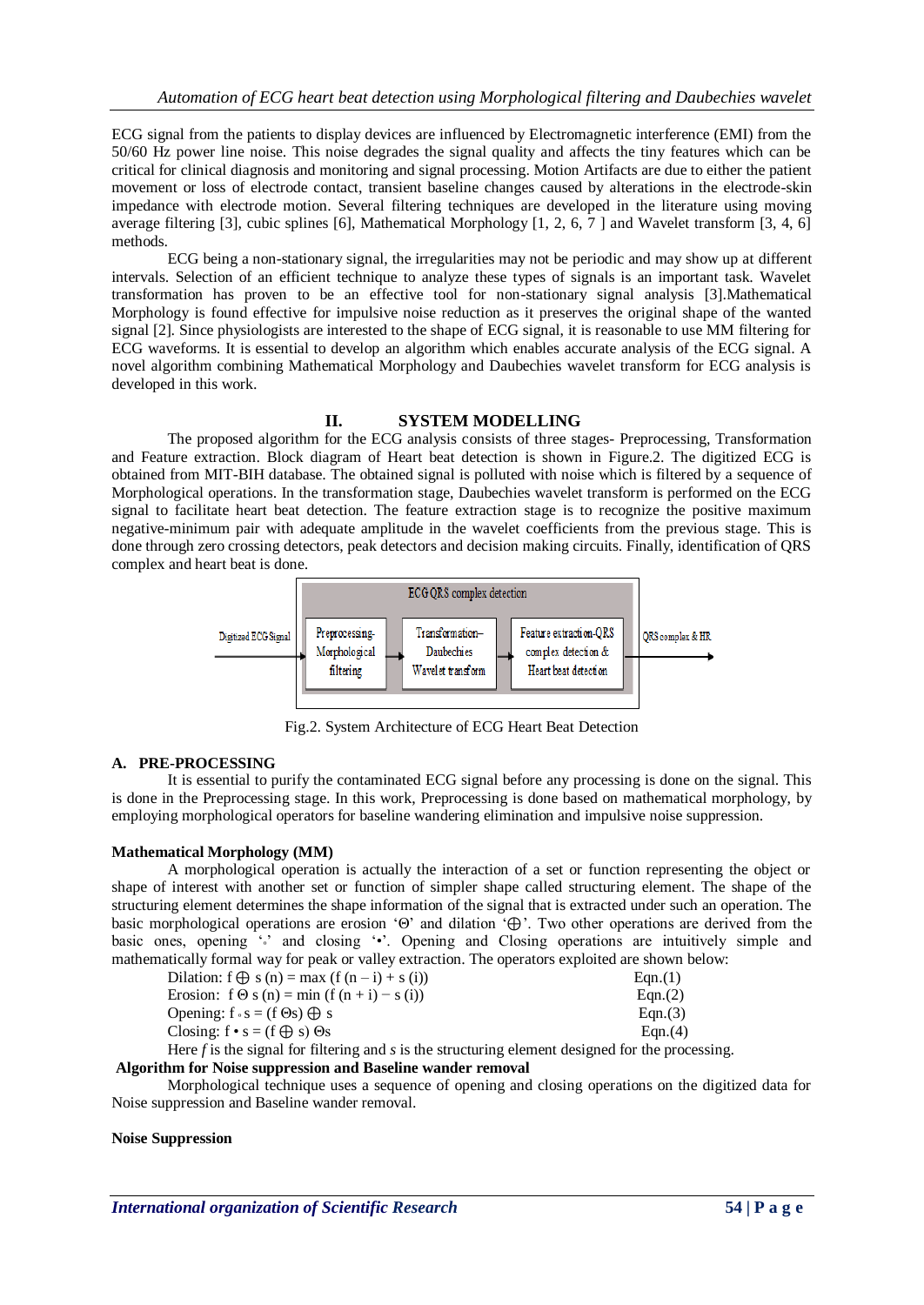ECG signal from the patients to display devices are influenced by Electromagnetic interference (EMI) from the 50/60 Hz power line noise. This noise degrades the signal quality and affects the tiny features which can be critical for clinical diagnosis and monitoring and signal processing. Motion Artifacts are due to either the patient movement or loss of electrode contact, transient baseline changes caused by alterations in the electrode-skin impedance with electrode motion. Several filtering techniques are developed in the literature using moving average filtering [3], cubic splines [6], Mathematical Morphology [1, 2, 6, 7 ] and Wavelet transform [3, 4, 6] methods.

ECG being a non-stationary signal, the irregularities may not be periodic and may show up at different intervals. Selection of an efficient technique to analyze these types of signals is an important task. Wavelet transformation has proven to be an effective tool for non-stationary signal analysis [3].Mathematical Morphology is found effective for impulsive noise reduction as it preserves the original shape of the wanted signal [2]. Since physiologists are interested to the shape of ECG signal, it is reasonable to use MM filtering for ECG waveforms. It is essential to develop an algorithm which enables accurate analysis of the ECG signal. A novel algorithm combining Mathematical Morphology and Daubechies wavelet transform for ECG analysis is developed in this work.

## II. SYSTEM MODELLING

The proposed algorithm for the ECG analysis consists of three stages- Preprocessing, Transformation and Feature extraction. Block diagram of Heart beat detection is shown in Figure.2. The digitized ECG is obtained from MIT-BIH database. The obtained signal is polluted with noise which is filtered by a sequence of Morphological operations. In the transformation stage, Daubechies wavelet transform is performed on the ECG signal to facilitate heart beat detection. The feature extraction stage is to recognize the positive maximum negative-minimum pair with adequate amplitude in the wavelet coefficients from the previous stage. This is done through zero crossing detectors, peak detectors and decision making circuits. Finally, identification of QRS complex and heart beat is done.

ECG QRS complex detection

Digitized ECG Signal → Preprocessing-Morphological filtering → Transformation–Daubechies Wavelet transform → Feature extraction-QRS complex detection & Heart beat detection → QRS complex & HR

Fig.2. System Architecture of ECG Heart Beat Detection

### A. PRE-PROCESSING

It is essential to purify the contaminated ECG signal before any processing is done on the signal. This is done in the Preprocessing stage. In this work, Preprocessing is done based on mathematical morphology, by employing morphological operators for baseline wandering elimination and impulsive noise suppression.

**Mathematical Morphology (MM)**

A morphological operation is actually the interaction of a set or function representing the object or shape of interest with another set or function of simpler shape called structuring element. The shape of the structuring element determines the shape information of the signal that is extracted under such an operation. The basic morphological operations are erosion '$\Theta$' and dilation '$\oplus$'. Two other operations are derived from the basic ones, opening '$\circ$' and closing '$\bullet$'. Opening and Closing operations are intuitively simple and mathematically formal way for peak or valley extraction. The operators exploited are shown below:

Dilation: $f \oplus s\,(n) = \max\,(f\,(n-i) + s\,(i))$ Eqn.(1)

Erosion: $f\,\Theta\,s\,(n) = \min\,(f\,(n+i) - s\,(i))$ Eqn.(2)

Opening: $f \circ s = (f\,\Theta s) \oplus s$ Eqn.(3)

Closing: $f \bullet s = (f \oplus s)\,\Theta s$ Eqn.(4)

Here *f* is the signal for filtering and *s* is the structuring element designed for the processing.

**Algorithm for Noise suppression and Baseline wander removal**

Morphological technique uses a sequence of opening and closing operations on the digitized data for Noise suppression and Baseline wander removal.

**Noise Suppression**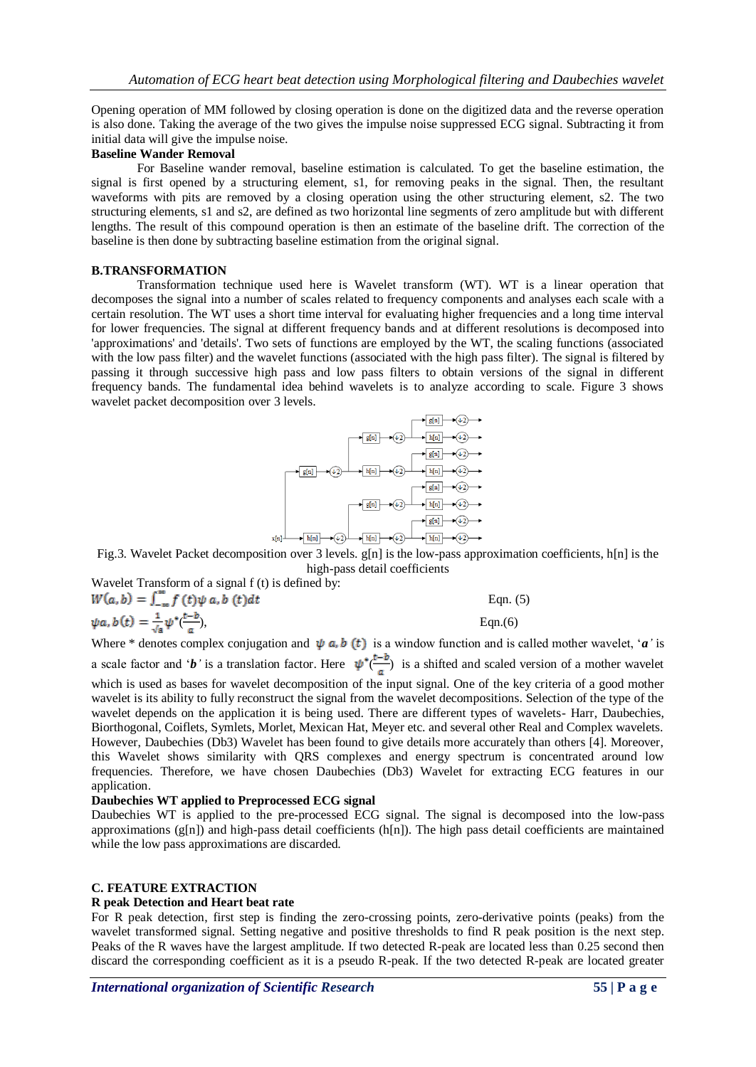Opening operation of MM followed by closing operation is done on the digitized data and the reverse operation is also done. Taking the average of the two gives the impulse noise suppressed ECG signal. Subtracting it from initial data will give the impulse noise.

**Baseline Wander Removal**

For Baseline wander removal, baseline estimation is calculated. To get the baseline estimation, the signal is first opened by a structuring element, s1, for removing peaks in the signal. Then, the resultant waveforms with pits are removed by a closing operation using the other structuring element, s2. The two structuring elements, s1 and s2, are defined as two horizontal line segments of zero amplitude but with different lengths. The result of this compound operation is then an estimate of the baseline drift. The correction of the baseline is then done by subtracting baseline estimation from the original signal.

## B.TRANSFORMATION

Transformation technique used here is Wavelet transform (WT). WT is a linear operation that decomposes the signal into a number of scales related to frequency components and analyses each scale with a certain resolution. The WT uses a short time interval for evaluating higher frequencies and a long time interval for lower frequencies. The signal at different frequency bands and at different resolutions is decomposed into 'approximations' and 'details'. Two sets of functions are employed by the WT, the scaling functions (associated with the low pass filter) and the wavelet functions (associated with the high pass filter). The signal is filtered by passing it through successive high pass and low pass filters to obtain versions of the signal in different frequency bands. The fundamental idea behind wavelets is to analyze according to scale. Figure 3 shows wavelet packet decomposition over 3 levels.

Fig.3. Wavelet Packet decomposition over 3 levels. g[n] is the low-pass approximation coefficients, h[n] is the high-pass detail coefficients

Wavelet Transform of a signal f (t) is defined by:

$$W(a,b) = \int_{-\infty}^{\infty} f(t)\psi_{a,b}(t)dt \qquad \text{Eqn. (5)}$$

$$\psi_{a,b}(t) = \frac{1}{\sqrt{a}}\psi^*\left(\frac{t-b}{a}\right), \qquad \text{Eqn.(6)}$$

Where * denotes complex conjugation and $\psi_{a,b}(t)$ is a window function and is called mother wavelet, '***a***' is a scale factor and '***b***' is a translation factor. Here $\psi^*\left(\frac{t-b}{a}\right)$ is a shifted and scaled version of a mother wavelet which is used as bases for wavelet decomposition of the input signal. One of the key criteria of a good mother wavelet is its ability to fully reconstruct the signal from the wavelet decompositions. Selection of the type of the wavelet depends on the application it is being used. There are different types of wavelets- Harr, Daubechies, Biorthogonal, Coiflets, Symlets, Morlet, Mexican Hat, Meyer etc. and several other Real and Complex wavelets. However, Daubechies (Db3) Wavelet has been found to give details more accurately than others [4]. Moreover, this Wavelet shows similarity with QRS complexes and energy spectrum is concentrated around low frequencies. Therefore, we have chosen Daubechies (Db3) Wavelet for extracting ECG features in our application.

**Daubechies WT applied to Preprocessed ECG signal**

Daubechies WT is applied to the pre-processed ECG signal. The signal is decomposed into the low-pass approximations (g[n]) and high-pass detail coefficients (h[n]). The high pass detail coefficients are maintained while the low pass approximations are discarded.

## C. FEATURE EXTRACTION

**R peak Detection and Heart beat rate**

For R peak detection, first step is finding the zero-crossing points, zero-derivative points (peaks) from the wavelet transformed signal. Setting negative and positive thresholds to find R peak position is the next step. Peaks of the R waves have the largest amplitude. If two detected R-peak are located less than 0.25 second then discard the corresponding coefficient as it is a pseudo R-peak. If the two detected R-peak are located greater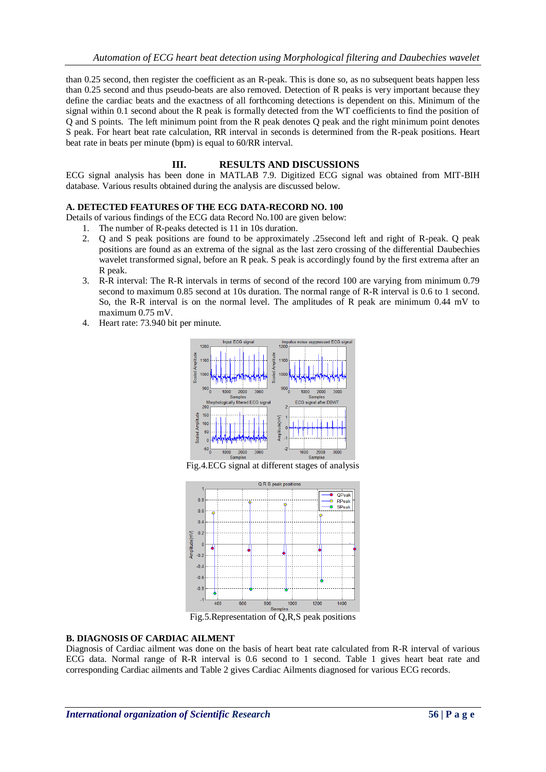than 0.25 second, then register the coefficient as an R-peak. This is done so, as no subsequent beats happen less than 0.25 second and thus pseudo-beats are also removed. Detection of R peaks is very important because they define the cardiac beats and the exactness of all forthcoming detections is dependent on this. Minimum of the signal within 0.1 second about the R peak is formally detected from the WT coefficients to find the position of Q and S points. The left minimum point from the R peak denotes Q peak and the right minimum point denotes S peak. For heart beat rate calculation, RR interval in seconds is determined from the R-peak positions. Heart beat rate in beats per minute (bpm) is equal to 60/RR interval.

## III. RESULTS AND DISCUSSIONS

ECG signal analysis has been done in MATLAB 7.9. Digitized ECG signal was obtained from MIT-BIH database. Various results obtained during the analysis are discussed below.

### A. DETECTED FEATURES OF THE ECG DATA-RECORD NO. 100

Details of various findings of the ECG data Record No.100 are given below:

1. The number of R-peaks detected is 11 in 10s duration.
2. Q and S peak positions are found to be approximately .25second left and right of R-peak. Q peak positions are found as an extrema of the signal as the last zero crossing of the differential Daubechies wavelet transformed signal, before an R peak. S peak is accordingly found by the first extrema after an R peak.
3. R-R interval: The R-R intervals in terms of second of the record 100 are varying from minimum 0.79 second to maximum 0.85 second at 10s duration. The normal range of R-R interval is 0.6 to 1 second. So, the R-R interval is on the normal level. The amplitudes of R peak are minimum 0.44 mV to maximum 0.75 mV.
4. Heart rate: 73.940 bit per minute.

Fig.4.ECG signal at different stages of analysis

Fig.5.Representation of Q,R,S peak positions

### B. DIAGNOSIS OF CARDIAC AILMENT

Diagnosis of Cardiac ailment was done on the basis of heart beat rate calculated from R-R interval of various ECG data. Normal range of R-R interval is 0.6 second to 1 second. Table 1 gives heart beat rate and corresponding Cardiac ailments and Table 2 gives Cardiac Ailments diagnosed for various ECG records.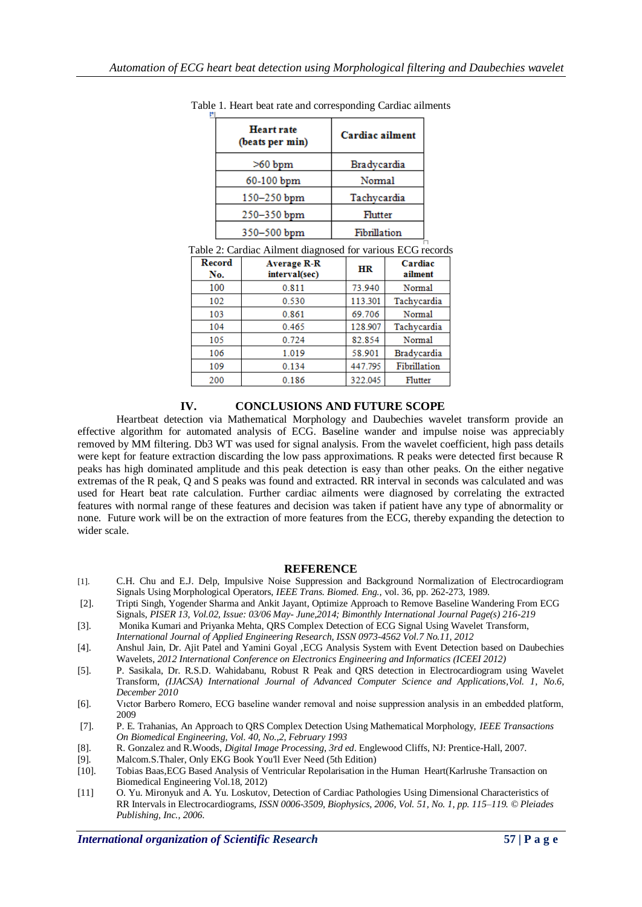Table 1. Heart beat rate and corresponding Cardiac ailments

| Heart rate (beats per min) | Cardiac ailment |
|---|---|
| >60 bpm | Bradycardia |
| 60-100 bpm | Normal |
| 150–250 bpm | Tachycardia |
| 250–350 bpm | Flutter |
| 350–500 bpm | Fibrillation |

Table 2: Cardiac Ailment diagnosed for various ECG records

| Record No. | Average R-R interval(sec) | HR | Cardiac ailment |
|---|---|---|---|
| 100 | 0.811 | 73.940 | Normal |
| 102 | 0.530 | 113.301 | Tachycardia |
| 103 | 0.861 | 69.706 | Normal |
| 104 | 0.465 | 128.907 | Tachycardia |
| 105 | 0.724 | 82.854 | Normal |
| 106 | 1.019 | 58.901 | Bradycardia |
| 109 | 0.134 | 447.795 | Fibrillation |
| 200 | 0.186 | 322.045 | Flutter |

## IV. CONCLUSIONS AND FUTURE SCOPE

Heartbeat detection via Mathematical Morphology and Daubechies wavelet transform provide an effective algorithm for automated analysis of ECG. Baseline wander and impulse noise was appreciably removed by MM filtering. Db3 WT was used for signal analysis. From the wavelet coefficient, high pass details were kept for feature extraction discarding the low pass approximations. R peaks were detected first because R peaks has high dominated amplitude and this peak detection is easy than other peaks. On the either negative extremas of the R peak, Q and S peaks was found and extracted. RR interval in seconds was calculated and was used for Heart beat rate calculation. Further cardiac ailments were diagnosed by correlating the extracted features with normal range of these features and decision was taken if patient have any type of abnormality or none. Future work will be on the extraction of more features from the ECG, thereby expanding the detection to wider scale.

## REFERENCE

[1]. C.H. Chu and E.J. Delp, Impulsive Noise Suppression and Background Normalization of Electrocardiogram Signals Using Morphological Operators, *IEEE Trans. Biomed. Eng.*, vol. 36, pp. 262-273, 1989.

[2]. Tripti Singh, Yogender Sharma and Ankit Jayant, Optimize Approach to Remove Baseline Wandering From ECG Signals, *PISER 13, Vol.02, Issue: 03/06 May- June,2014; Bimonthly International Journal Page(s) 216-219*

[3]. Monika Kumari and Priyanka Mehta, QRS Complex Detection of ECG Signal Using Wavelet Transform, *International Journal of Applied Engineering Research, ISSN 0973-4562 Vol.7 No.11, 2012*

[4]. Anshul Jain, Dr. Ajit Patel and Yamini Goyal ,ECG Analysis System with Event Detection based on Daubechies Wavelets, *2012 International Conference on Electronics Engineering and Informatics (ICEEI 2012)*

[5]. P. Sasikala, Dr. R.S.D. Wahidabanu, Robust R Peak and QRS detection in Electrocardiogram using Wavelet Transform, *(IJACSA) International Journal of Advanced Computer Science and Applications,Vol. 1, No.6, December 2010*

[6]. Vıctor Barbero Romero, ECG baseline wander removal and noise suppression analysis in an embedded platform, 2009

[7]. P. E. Trahanias, An Approach to QRS Complex Detection Using Mathematical Morphology, *IEEE Transactions On Biomedical Engineering, Vol. 40, No.,2, February 1993*

[8]. R. Gonzalez and R.Woods, *Digital Image Processing, 3rd ed*. Englewood Cliffs, NJ: Prentice-Hall, 2007.

[9]. Malcom.S.Thaler, Only EKG Book You'll Ever Need (5th Edition)

[10]. Tobias Baas,ECG Based Analysis of Ventricular Repolarisation in the Human Heart(Karlrushe Transaction on Biomedical Engineering Vol.18, 2012)

[11] O. Yu. Mironyuk and A. Yu. Loskutov, Detection of Cardiac Pathologies Using Dimensional Characteristics of RR Intervals in Electrocardiograms, *ISSN 0006-3509, Biophysics, 2006, Vol. 51, No. 1, pp. 115–119. © Pleiades Publishing, Inc., 2006.*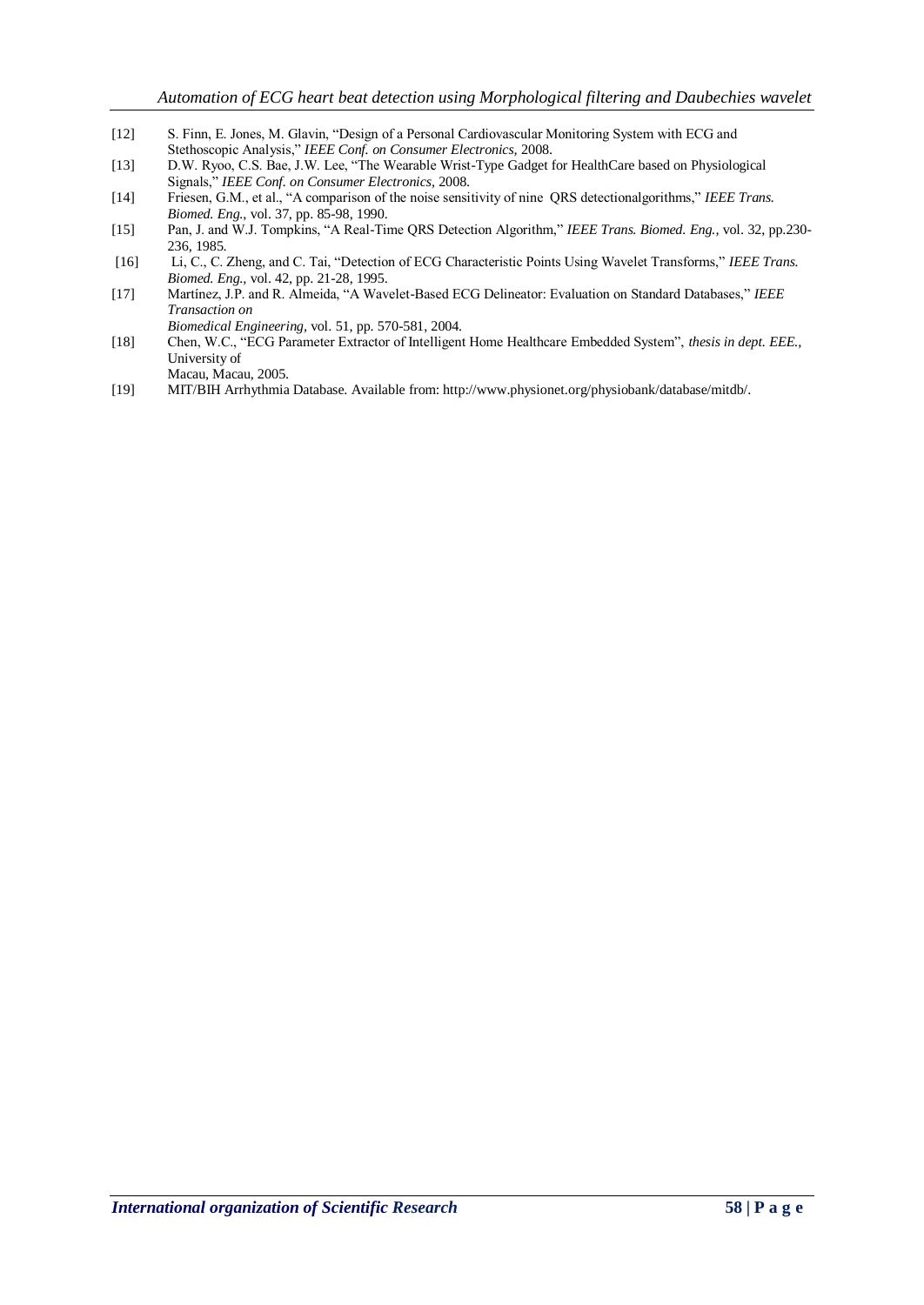[12] S. Finn, E. Jones, M. Glavin, "Design of a Personal Cardiovascular Monitoring System with ECG and Stethoscopic Analysis," *IEEE Conf. on Consumer Electronics,* 2008.

[13] D.W. Ryoo, C.S. Bae, J.W. Lee, "The Wearable Wrist-Type Gadget for HealthCare based on Physiological Signals," *IEEE Conf. on Consumer Electronics,* 2008.

[14] Friesen, G.M., et al., "A comparison of the noise sensitivity of nine QRS detectionalgorithms," *IEEE Trans. Biomed. Eng.,* vol. 37, pp. 85-98, 1990.

[15] Pan, J. and W.J. Tompkins, "A Real-Time QRS Detection Algorithm," *IEEE Trans. Biomed. Eng.,* vol. 32, pp.230-236, 1985.

[16] Li, C., C. Zheng, and C. Tai, "Detection of ECG Characteristic Points Using Wavelet Transforms," *IEEE Trans. Biomed. Eng.,* vol. 42, pp. 21-28, 1995.

[17] Martínez, J.P. and R. Almeida, "A Wavelet-Based ECG Delineator: Evaluation on Standard Databases," *IEEE Transaction on Biomedical Engineering,* vol. 51, pp. 570-581, 2004.

[18] Chen, W.C., "ECG Parameter Extractor of Intelligent Home Healthcare Embedded System", *thesis in dept. EEE.,* University of Macau, Macau, 2005.

[19] MIT/BIH Arrhythmia Database. Available from: http://www.physionet.org/physiobank/database/mitdb/.